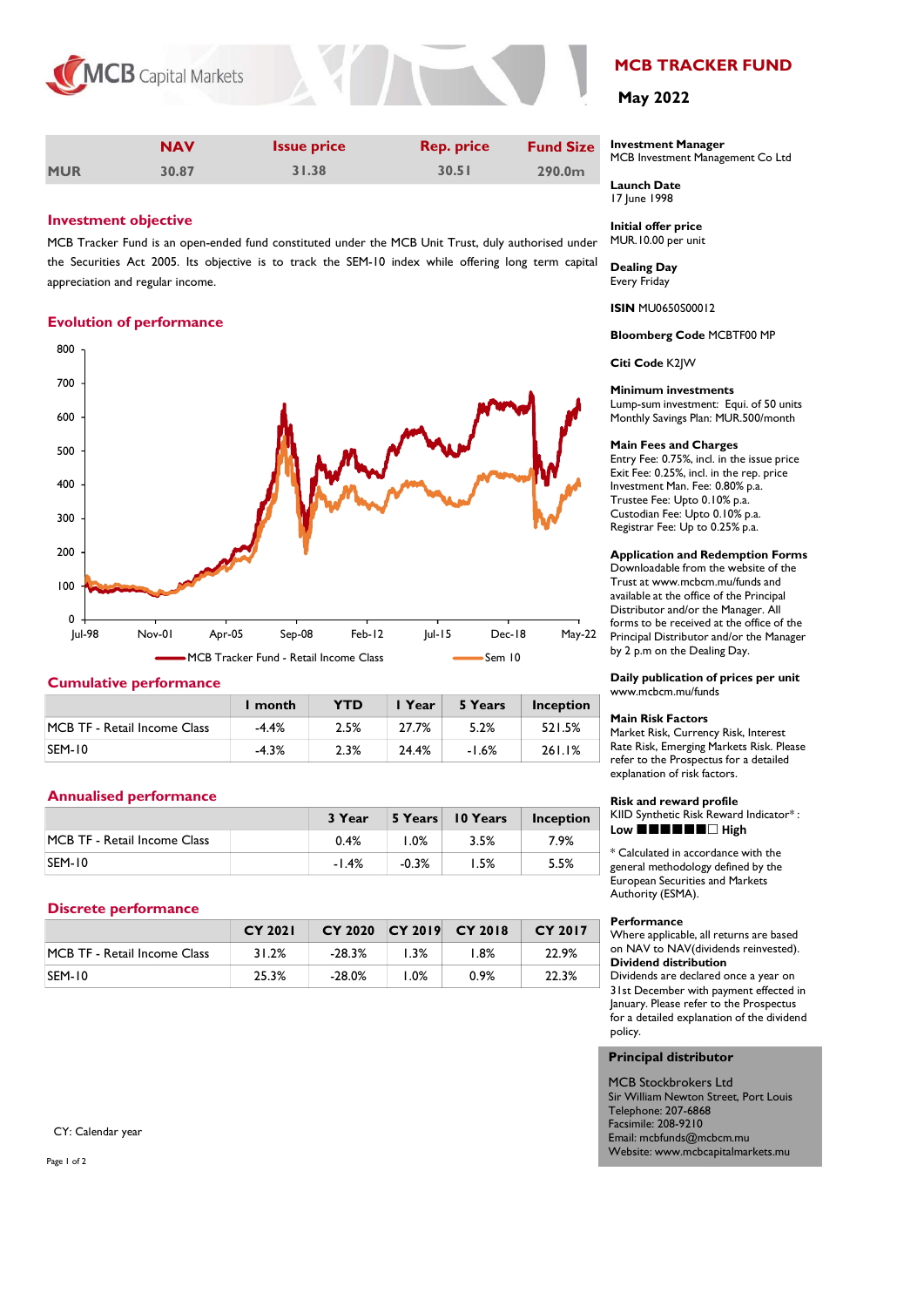# MCB TRACKER FUND

**May 2022**

MCB Capital Markets

|  | NAV | Issue price | Rep. price | Fund Size |
|---|---|---|---|---|
| MUR | 30.87 | 31.38 | 30.51 | 290.0m |

## Investment objective

MCB Tracker Fund is an open-ended fund constituted under the MCB Unit Trust, duly authorised under the Securities Act 2005. Its objective is to track the SEM-10 index while offering long term capital appreciation and regular income.

## Evolution of performance

MCB Tracker Fund - Retail Income Class; Sem 10

## Cumulative performance

|  | 1 month | YTD | 1 Year | 5 Years | Inception |
|---|---|---|---|---|---|
| MCB TF - Retail Income Class | -4.4% | 2.5% | 27.7% | 5.2% | 521.5% |
| SEM-10 | -4.3% | 2.3% | 24.4% | -1.6% | 261.1% |

## Annualised performance

|  | 3 Year | 5 Years | 10 Years | Inception |
|---|---|---|---|---|
| MCB TF - Retail Income Class | 0.4% | 1.0% | 3.5% | 7.9% |
| SEM-10 | -1.4% | -0.3% | 1.5% | 5.5% |

## Discrete performance

|  | CY 2021 | CY 2020 | CY 2019 | CY 2018 | CY 2017 |
|---|---|---|---|---|---|
| MCB TF - Retail Income Class | 31.2% | -28.3% | 1.3% | 1.8% | 22.9% |
| SEM-10 | 25.3% | -28.0% | 1.0% | 0.9% | 22.3% |

CY: Calendar year

**Investment Manager**
MCB Investment Management Co Ltd

**Launch Date**
17 June 1998

**Initial offer price**
MUR.10.00 per unit

**Dealing Day**
Every Friday

**ISIN** MU0650S00012

**Bloomberg Code** MCBTF00 MP

**Citi Code** K2JW

**Minimum investments**
Lump-sum investment: Equi. of 50 units
Monthly Savings Plan: MUR.500/month

**Main Fees and Charges**
Entry Fee: 0.75%, incl. in the issue price
Exit Fee: 0.25%, incl. in the rep. price
Investment Man. Fee: 0.80% p.a.
Trustee Fee: Upto 0.10% p.a.
Custodian Fee: Upto 0.10% p.a.
Registrar Fee: Up to 0.25% p.a.

**Application and Redemption Forms**
Downloadable from the website of the Trust at www.mcbcm.mu/funds and available at the office of the Principal Distributor and/or the Manager. All forms to be received at the office of the Principal Distributor and/or the Manager by 2 p.m on the Dealing Day.

**Daily publication of prices per unit**
www.mcbcm.mu/funds

**Main Risk Factors**
Market Risk, Currency Risk, Interest Rate Risk, Emerging Markets Risk. Please refer to the Prospectus for a detailed explanation of risk factors.

**Risk and reward profile**
KIID Synthetic Risk Reward Indicator*:
Low ■■■■■■□ High

* Calculated in accordance with the general methodology defined by the European Securities and Markets Authority (ESMA).

**Performance**
Where applicable, all returns are based on NAV to NAV(dividends reinvested).

**Dividend distribution**
Dividends are declared once a year on 31st December with payment effected in January. Please refer to the Prospectus for a detailed explanation of the dividend policy.

**Principal distributor**

MCB Stockbrokers Ltd
Sir William Newton Street, Port Louis
Telephone: 207-6868
Facsimile: 208-9210
Email: mcbfunds@mcbcm.mu
Website: www.mcbcapitalmarkets.mu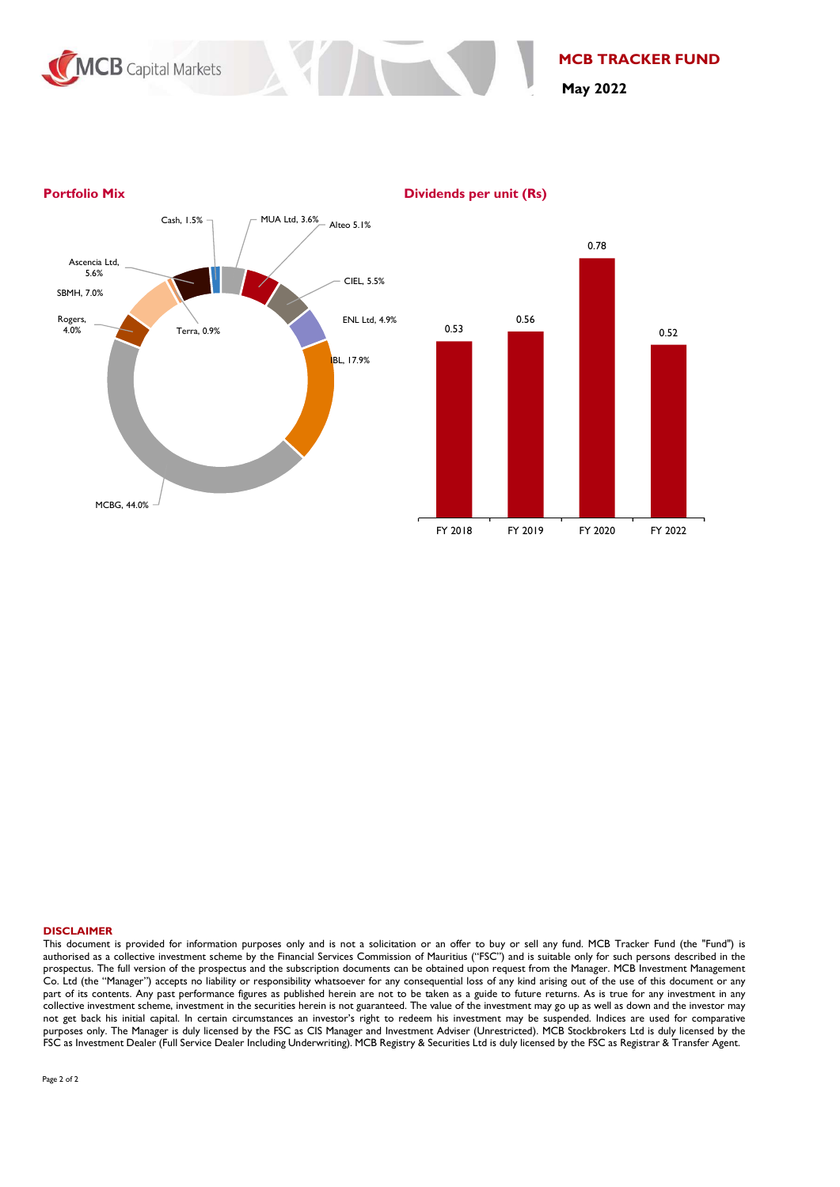# MCB TRACKER FUND

**May 2022**

## Portfolio Mix

Cash, 1.5%
MUA Ltd, 3.6%
Alteo 5.1%
Ascencia Ltd, 5.6%
CIEL, 5.5%
SBMH, 7.0%
ENL Ltd, 4.9%
Rogers, 4.0%
Terra, 0.9%
IBL, 17.9%
MCBG, 44.0%

## Dividends per unit (Rs)

0.53
0.56
0.78
0.52

FY 2018
FY 2019
FY 2020
FY 2022

**DISCLAIMER**

This document is provided for information purposes only and is not a solicitation or an offer to buy or sell any fund. MCB Tracker Fund (the "Fund") is authorised as a collective investment scheme by the Financial Services Commission of Mauritius ("FSC") and is suitable only for such persons described in the prospectus. The full version of the prospectus and the subscription documents can be obtained upon request from the Manager. MCB Investment Management Co. Ltd (the "Manager") accepts no liability or responsibility whatsoever for any consequential loss of any kind arising out of the use of this document or any part of its contents. Any past performance figures as published herein are not to be taken as a guide to future returns. As is true for any investment in any collective investment scheme, investment in the securities herein is not guaranteed. The value of the investment may go up as well as down and the investor may not get back his initial capital. In certain circumstances an investor's right to redeem his investment may be suspended. Indices are used for comparative purposes only. The Manager is duly licensed by the FSC as CIS Manager and Investment Adviser (Unrestricted). MCB Stockbrokers Ltd is duly licensed by the FSC as Investment Dealer (Full Service Dealer Including Underwriting). MCB Registry & Securities Ltd is duly licensed by the FSC as Registrar & Transfer Agent.